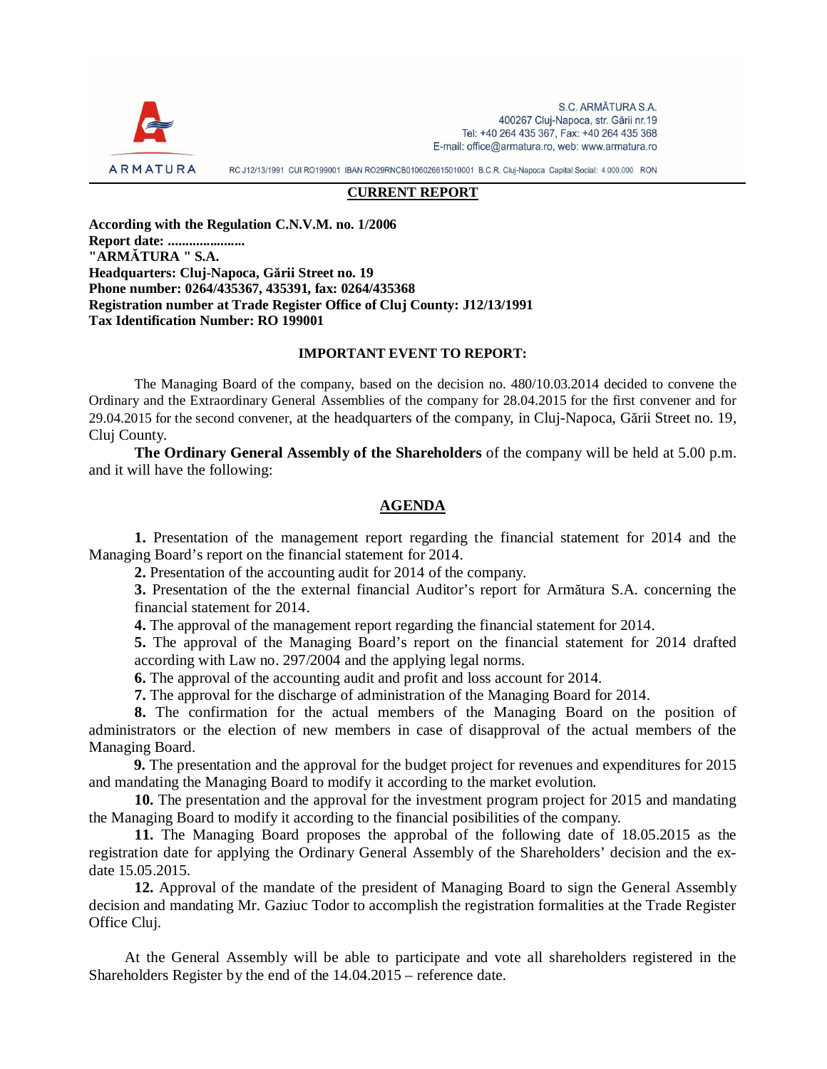S.C. ARMĂTURA S.A.
400267 Cluj-Napoca, str. Gării nr.19
Tel: +40 264 435 367, Fax: +40 264 435 368
E-mail: office@armatura.ro, web: www.armatura.ro

ARMATURA

RC J12/13/1991 CUI RO199001 IBAN RO29RNCB0106026615010001 B.C.R. Cluj-Napoca Capital Social: 4.000.000 RON

## CURRENT REPORT

**According with the Regulation C.N.V.M. no. 1/2006**
**Report date: ......................**
**"ARMĂTURA " S.A.**
**Headquarters: Cluj-Napoca, Gării Street no. 19**
**Phone number: 0264/435367, 435391, fax: 0264/435368**
**Registration number at Trade Register Office of Cluj County: J12/13/1991**
**Tax Identification Number: RO 199001**

### IMPORTANT EVENT TO REPORT:

The Managing Board of the company, based on the decision no. 480/10.03.2014 decided to convene the Ordinary and the Extraordinary General Assemblies of the company for 28.04.2015 for the first convener and for 29.04.2015 for the second convener, at the headquarters of the company, in Cluj-Napoca, Gării Street no. 19, Cluj County.

**The Ordinary General Assembly of the Shareholders** of the company will be held at 5.00 p.m. and it will have the following:

## AGENDA

**1.** Presentation of the management report regarding the financial statement for 2014 and the Managing Board's report on the financial statement for 2014.

**2.** Presentation of the accounting audit for 2014 of the company.

**3.** Presentation of the the external financial Auditor's report for Armătura S.A. concerning the financial statement for 2014.

**4.** The approval of the management report regarding the financial statement for 2014.

**5.** The approval of the Managing Board's report on the financial statement for 2014 drafted according with Law no. 297/2004 and the applying legal norms.

**6.** The approval of the accounting audit and profit and loss account for 2014.

**7.** The approval for the discharge of administration of the Managing Board for 2014.

**8.** The confirmation for the actual members of the Managing Board on the position of administrators or the election of new members in case of disapproval of the actual members of the Managing Board.

**9.** The presentation and the approval for the budget project for revenues and expenditures for 2015 and mandating the Managing Board to modify it according to the market evolution.

**10.** The presentation and the approval for the investment program project for 2015 and mandating the Managing Board to modify it according to the financial posibilities of the company.

**11.** The Managing Board proposes the approbal of the following date of 18.05.2015 as the registration date for applying the Ordinary General Assembly of the Shareholders' decision and the ex-date 15.05.2015.

**12.** Approval of the mandate of the president of Managing Board to sign the General Assembly decision and mandating Mr. Gaziuc Todor to accomplish the registration formalities at the Trade Register Office Cluj.

At the General Assembly will be able to participate and vote all shareholders registered in the Shareholders Register by the end of the 14.04.2015 – reference date.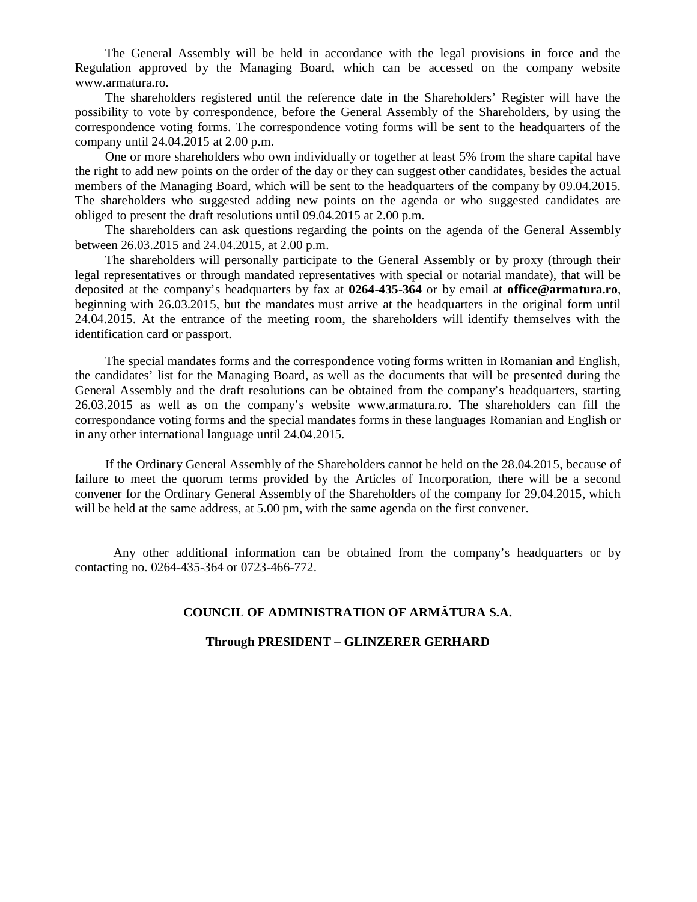The General Assembly will be held in accordance with the legal provisions in force and the Regulation approved by the Managing Board, which can be accessed on the company website www.armatura.ro.

The shareholders registered until the reference date in the Shareholders' Register will have the possibility to vote by correspondence, before the General Assembly of the Shareholders, by using the correspondence voting forms. The correspondence voting forms will be sent to the headquarters of the company until 24.04.2015 at 2.00 p.m.

One or more shareholders who own individually or together at least 5% from the share capital have the right to add new points on the order of the day or they can suggest other candidates, besides the actual members of the Managing Board, which will be sent to the headquarters of the company by 09.04.2015. The shareholders who suggested adding new points on the agenda or who suggested candidates are obliged to present the draft resolutions until 09.04.2015 at 2.00 p.m.

The shareholders can ask questions regarding the points on the agenda of the General Assembly between 26.03.2015 and 24.04.2015, at 2.00 p.m.

The shareholders will personally participate to the General Assembly or by proxy (through their legal representatives or through mandated representatives with special or notarial mandate), that will be deposited at the company's headquarters by fax at **0264-435-364** or by email at **office@armatura.ro**, beginning with 26.03.2015, but the mandates must arrive at the headquarters in the original form until 24.04.2015. At the entrance of the meeting room, the shareholders will identify themselves with the identification card or passport.

The special mandates forms and the correspondence voting forms written in Romanian and English, the candidates' list for the Managing Board, as well as the documents that will be presented during the General Assembly and the draft resolutions can be obtained from the company's headquarters, starting 26.03.2015 as well as on the company's website www.armatura.ro. The shareholders can fill the correspondance voting forms and the special mandates forms in these languages Romanian and English or in any other international language until 24.04.2015.

If the Ordinary General Assembly of the Shareholders cannot be held on the 28.04.2015, because of failure to meet the quorum terms provided by the Articles of Incorporation, there will be a second convener for the Ordinary General Assembly of the Shareholders of the company for 29.04.2015, which will be held at the same address, at 5.00 pm, with the same agenda on the first convener.

Any other additional information can be obtained from the company's headquarters or by contacting no. 0264-435-364 or 0723-466-772.

**COUNCIL OF ADMINISTRATION OF ARMĂTURA S.A.**

**Through PRESIDENT – GLINZERER GERHARD**